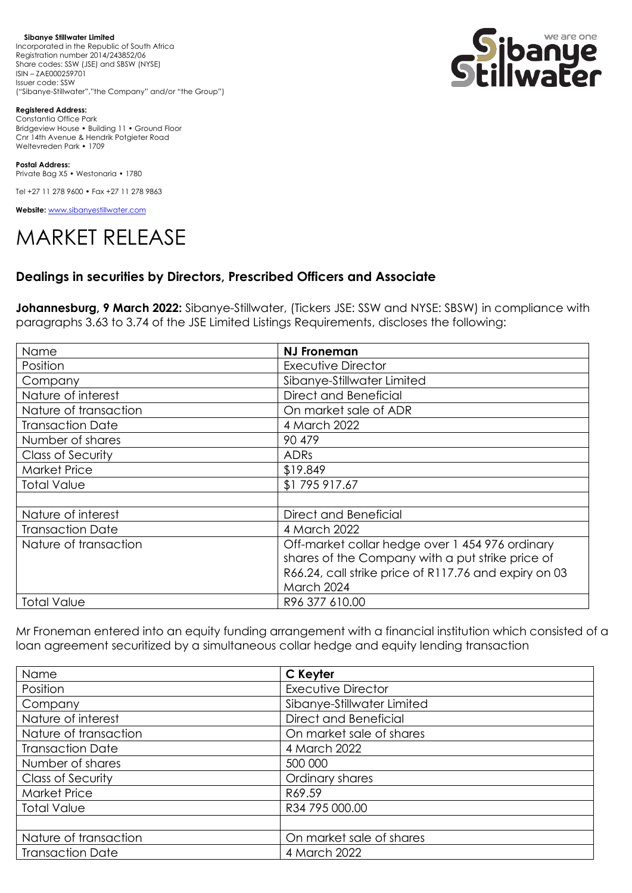**Sibanye Stillwater Limited**
Incorporated in the Republic of South Africa
Registration number 2014/243852/06
Share codes: SSW (JSE) and SBSW (NYSE)
ISIN – ZAE000259701
Issuer code: SSW
("Sibanye-Stillwater","the Company" and/or "the Group")

**Registered Address:**
Constantia Office Park
Bridgeview House • Building 11 • Ground Floor
Cnr 14th Avenue & Hendrik Potgieter Road
Weltevreden Park • 1709

**Postal Address:**
Private Bag X5 • Westonaria • 1780

Tel +27 11 278 9600 • Fax +27 11 278 9863

**Website:** www.sibanyestillwater.com

# MARKET RELEASE

## Dealings in securities by Directors, Prescribed Officers and Associate

**Johannesburg, 9 March 2022:** Sibanye-Stillwater, (Tickers JSE: SSW and NYSE: SBSW) in compliance with paragraphs 3.63 to 3.74 of the JSE Limited Listings Requirements, discloses the following:

| Name | **NJ Froneman** |
|---|---|
| Position | Executive Director |
| Company | Sibanye-Stillwater Limited |
| Nature of interest | Direct and Beneficial |
| Nature of transaction | On market sale of ADR |
| Transaction Date | 4 March 2022 |
| Number of shares | 90 479 |
| Class of Security | ADRs |
| Market Price | \$19.849 |
| Total Value | \$1 795 917.67 |
| | |
| Nature of interest | Direct and Beneficial |
| Transaction Date | 4 March 2022 |
| Nature of transaction | Off-market collar hedge over 1 454 976 ordinary shares of the Company with a put strike price of R66.24, call strike price of R117.76 and expiry on 03 March 2024 |
| Total Value | R96 377 610.00 |

Mr Froneman entered into an equity funding arrangement with a financial institution which consisted of a loan agreement securitized by a simultaneous collar hedge and equity lending transaction

| Name | **C Keyter** |
|---|---|
| Position | Executive Director |
| Company | Sibanye-Stillwater Limited |
| Nature of interest | Direct and Beneficial |
| Nature of transaction | On market sale of shares |
| Transaction Date | 4 March 2022 |
| Number of shares | 500 000 |
| Class of Security | Ordinary shares |
| Market Price | R69.59 |
| Total Value | R34 795 000.00 |
| | |
| Nature of transaction | On market sale of shares |
| Transaction Date | 4 March 2022 |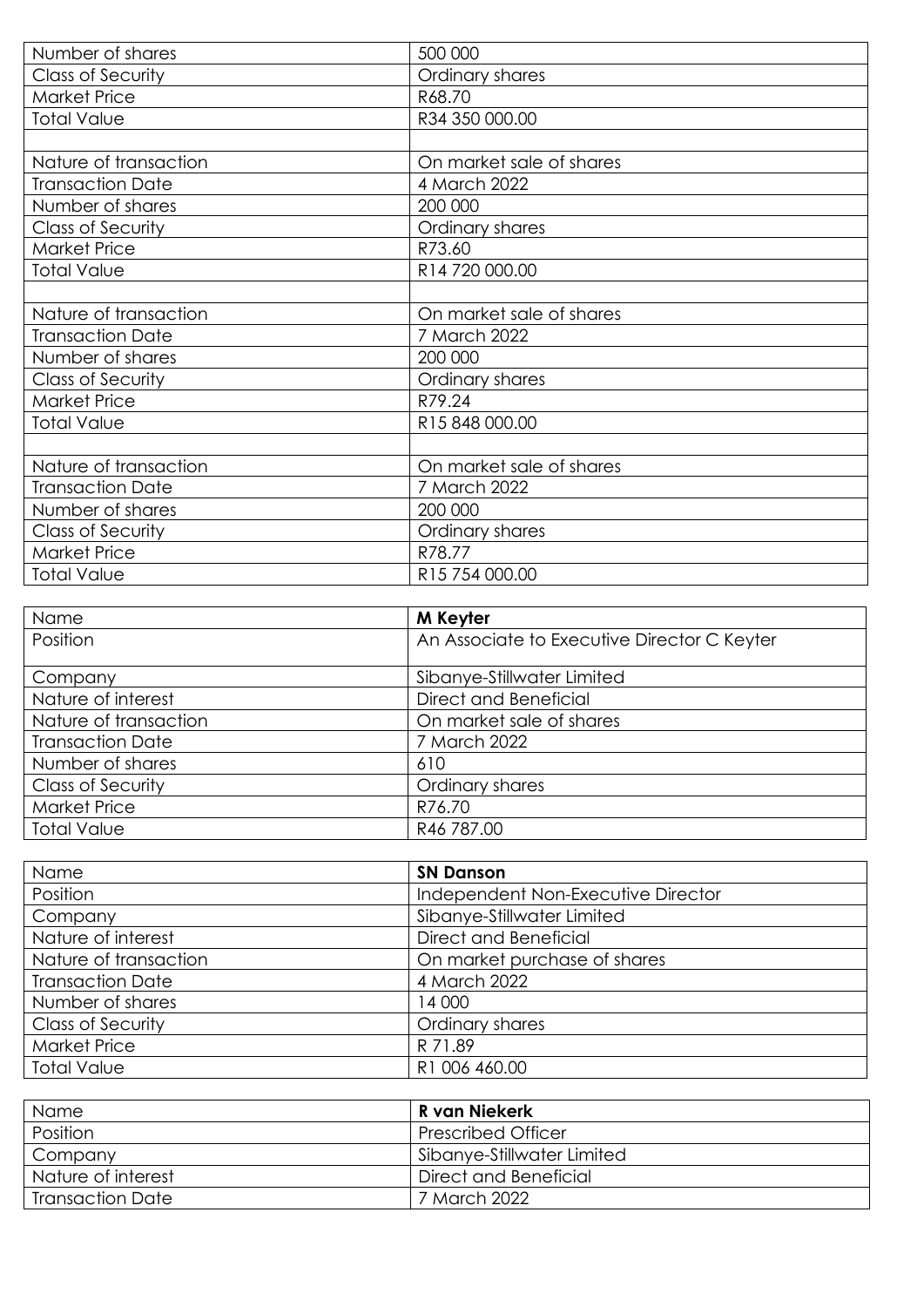| | |
|---|---|
| Number of shares | 500 000 |
| Class of Security | Ordinary shares |
| Market Price | R68.70 |
| Total Value | R34 350 000.00 |
| | |
| Nature of transaction | On market sale of shares |
| Transaction Date | 4 March 2022 |
| Number of shares | 200 000 |
| Class of Security | Ordinary shares |
| Market Price | R73.60 |
| Total Value | R14 720 000.00 |
| | |
| Nature of transaction | On market sale of shares |
| Transaction Date | 7 March 2022 |
| Number of shares | 200 000 |
| Class of Security | Ordinary shares |
| Market Price | R79.24 |
| Total Value | R15 848 000.00 |
| | |
| Nature of transaction | On market sale of shares |
| Transaction Date | 7 March 2022 |
| Number of shares | 200 000 |
| Class of Security | Ordinary shares |
| Market Price | R78.77 |
| Total Value | R15 754 000.00 |

| Name | **M Keyter** |
|---|---|
| Position | An Associate to Executive Director C Keyter |
| Company | Sibanye-Stillwater Limited |
| Nature of interest | Direct and Beneficial |
| Nature of transaction | On market sale of shares |
| Transaction Date | 7 March 2022 |
| Number of shares | 610 |
| Class of Security | Ordinary shares |
| Market Price | R76.70 |
| Total Value | R46 787.00 |

| Name | **SN Danson** |
|---|---|
| Position | Independent Non-Executive Director |
| Company | Sibanye-Stillwater Limited |
| Nature of interest | Direct and Beneficial |
| Nature of transaction | On market purchase of shares |
| Transaction Date | 4 March 2022 |
| Number of shares | 14 000 |
| Class of Security | Ordinary shares |
| Market Price | R 71.89 |
| Total Value | R1 006 460.00 |

| Name | **R van Niekerk** |
|---|---|
| Position | Prescribed Officer |
| Company | Sibanye-Stillwater Limited |
| Nature of interest | Direct and Beneficial |
| Transaction Date | 7 March 2022 |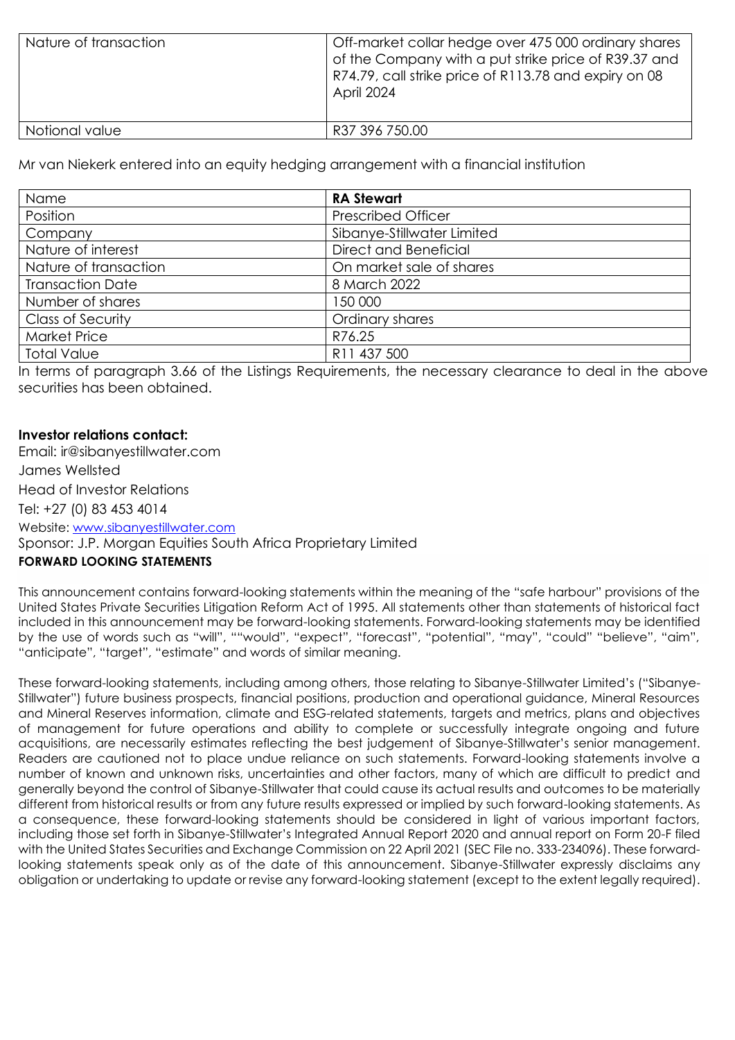| | |
|---|---|
| Nature of transaction | Off-market collar hedge over 475 000 ordinary shares of the Company with a put strike price of R39.37 and R74.79, call strike price of R113.78 and expiry on 08 April 2024 |
| Notional value | R37 396 750.00 |

Mr van Niekerk entered into an equity hedging arrangement with a financial institution

| Name | **RA Stewart** |
|---|---|
| Position | Prescribed Officer |
| Company | Sibanye-Stillwater Limited |
| Nature of interest | Direct and Beneficial |
| Nature of transaction | On market sale of shares |
| Transaction Date | 8 March 2022 |
| Number of shares | 150 000 |
| Class of Security | Ordinary shares |
| Market Price | R76.25 |
| Total Value | R11 437 500 |

In terms of paragraph 3.66 of the Listings Requirements, the necessary clearance to deal in the above securities has been obtained.

**Investor relations contact:**

Email: ir@sibanyestillwater.com

James Wellsted

Head of Investor Relations

Tel: +27 (0) 83 453 4014

Website: www.sibanyestillwater.com

Sponsor: J.P. Morgan Equities South Africa Proprietary Limited

**FORWARD LOOKING STATEMENTS**

This announcement contains forward-looking statements within the meaning of the "safe harbour" provisions of the United States Private Securities Litigation Reform Act of 1995. All statements other than statements of historical fact included in this announcement may be forward-looking statements. Forward-looking statements may be identified by the use of words such as "will", ""would", "expect", "forecast", "potential", "may", "could" "believe", "aim", "anticipate", "target", "estimate" and words of similar meaning.

These forward-looking statements, including among others, those relating to Sibanye-Stillwater Limited's ("Sibanye-Stillwater") future business prospects, financial positions, production and operational guidance, Mineral Resources and Mineral Reserves information, climate and ESG-related statements, targets and metrics, plans and objectives of management for future operations and ability to complete or successfully integrate ongoing and future acquisitions, are necessarily estimates reflecting the best judgement of Sibanye-Stillwater's senior management. Readers are cautioned not to place undue reliance on such statements. Forward-looking statements involve a number of known and unknown risks, uncertainties and other factors, many of which are difficult to predict and generally beyond the control of Sibanye-Stillwater that could cause its actual results and outcomes to be materially different from historical results or from any future results expressed or implied by such forward-looking statements. As a consequence, these forward-looking statements should be considered in light of various important factors, including those set forth in Sibanye-Stillwater's Integrated Annual Report 2020 and annual report on Form 20-F filed with the United States Securities and Exchange Commission on 22 April 2021 (SEC File no. 333-234096). These forward-looking statements speak only as of the date of this announcement. Sibanye-Stillwater expressly disclaims any obligation or undertaking to update or revise any forward-looking statement (except to the extent legally required).